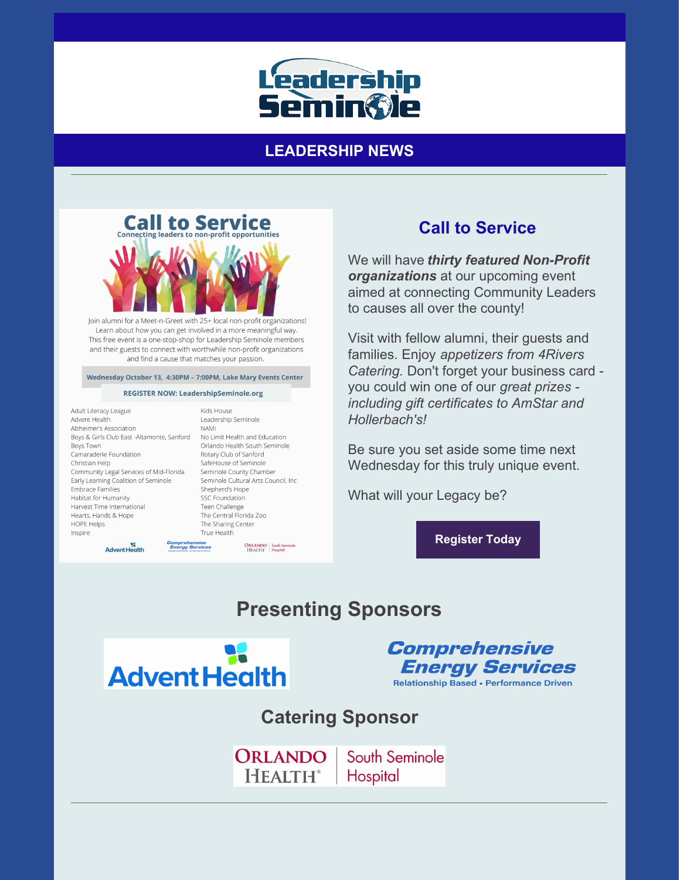# Leadership Seminole

## LEADERSHIP NEWS

---

# Call to Service

Connecting leaders to non-profit opportunities

Join alumni for a Meet-n-Greet with 25+ local non-profit organizations! Learn about how you can get involved in a more meaningful way. This free event is a one-stop-shop for Leadership Seminole members and their guests to connect with worthwhile non-profit organizations and find a cause that matches your passion.

**Wednesday October 13, 4:30PM – 7:00PM, Lake Mary Events Center**

**REGISTER NOW: LeadershipSeminole.org**

- Adult Literacy League
- Advent Health
- Alzheimer's Association
- Boys & Girls Club East -Altamonte, Sanford
- Boys Town
- Camaraderie Foundation
- Christian Help
- Community Legal Services of Mid-Florida
- Early Learning Coalition of Seminole
- Embrace Families
- Habitat for Humanity
- Harvest Time International
- Hearts, Hands & Hope
- HOPE Helps
- Inspire
- Kids House
- Leadership Seminole
- NAMI
- No Limit Health and Education
- Orlando Health South Seminole
- Rotary Club of Sanford
- SafeHouse of Seminole
- Seminole County Chamber
- Seminole Cultural Arts Council, Inc
- Shepherd's Hope
- SSC Foundation
- Teen Challenge
- The Central Florida Zoo
- The Sharing Center
- True Health

AdventHealth | Comprehensive Energy Services | Orlando Health South Seminole Hospital

## Call to Service

We will have ***thirty featured Non-Profit organizations*** at our upcoming event aimed at connecting Community Leaders to causes all over the county!

Visit with fellow alumni, their guests and families. Enjoy *appetizers from 4Rivers Catering.* Don't forget your business card - you could win one of our *great prizes - including gift certificates to AmStar and Hollerbach's!*

Be sure you set aside some time next Wednesday for this truly unique event.

What will your Legacy be?

**Register Today**

## Presenting Sponsors

AdventHealth

Comprehensive Energy Services
Relationship Based • Performance Driven

## Catering Sponsor

Orlando Health | South Seminole Hospital

---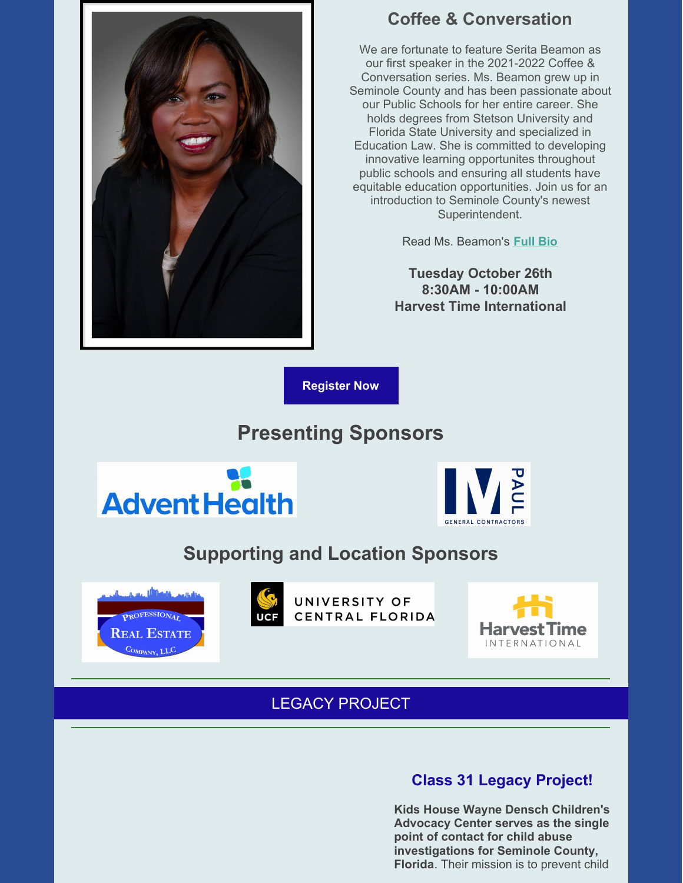## Coffee & Conversation

We are fortunate to feature Serita Beamon as our first speaker in the 2021-2022 Coffee & Conversation series. Ms. Beamon grew up in Seminole County and has been passionate about our Public Schools for her entire career. She holds degrees from Stetson University and Florida State University and specialized in Education Law. She is committed to developing innovative learning opportunites throughout public schools and ensuring all students have equitable education opportunities. Join us for an introduction to Seminole County's newest Superintendent.

Read Ms. Beamon's **Full Bio**

**Tuesday October 26th**
**8:30AM - 10:00AM**
**Harvest Time International**

**Register Now**

## Presenting Sponsors

AdventHealth

PAUL General Contractors

## Supporting and Location Sponsors

Professional Real Estate Company, LLC

UCF University of Central Florida

Harvest Time International

LEGACY PROJECT

### Class 31 Legacy Project!

**Kids House Wayne Densch Children's Advocacy Center serves as the single point of contact for child abuse investigations for Seminole County, Florida**. Their mission is to prevent child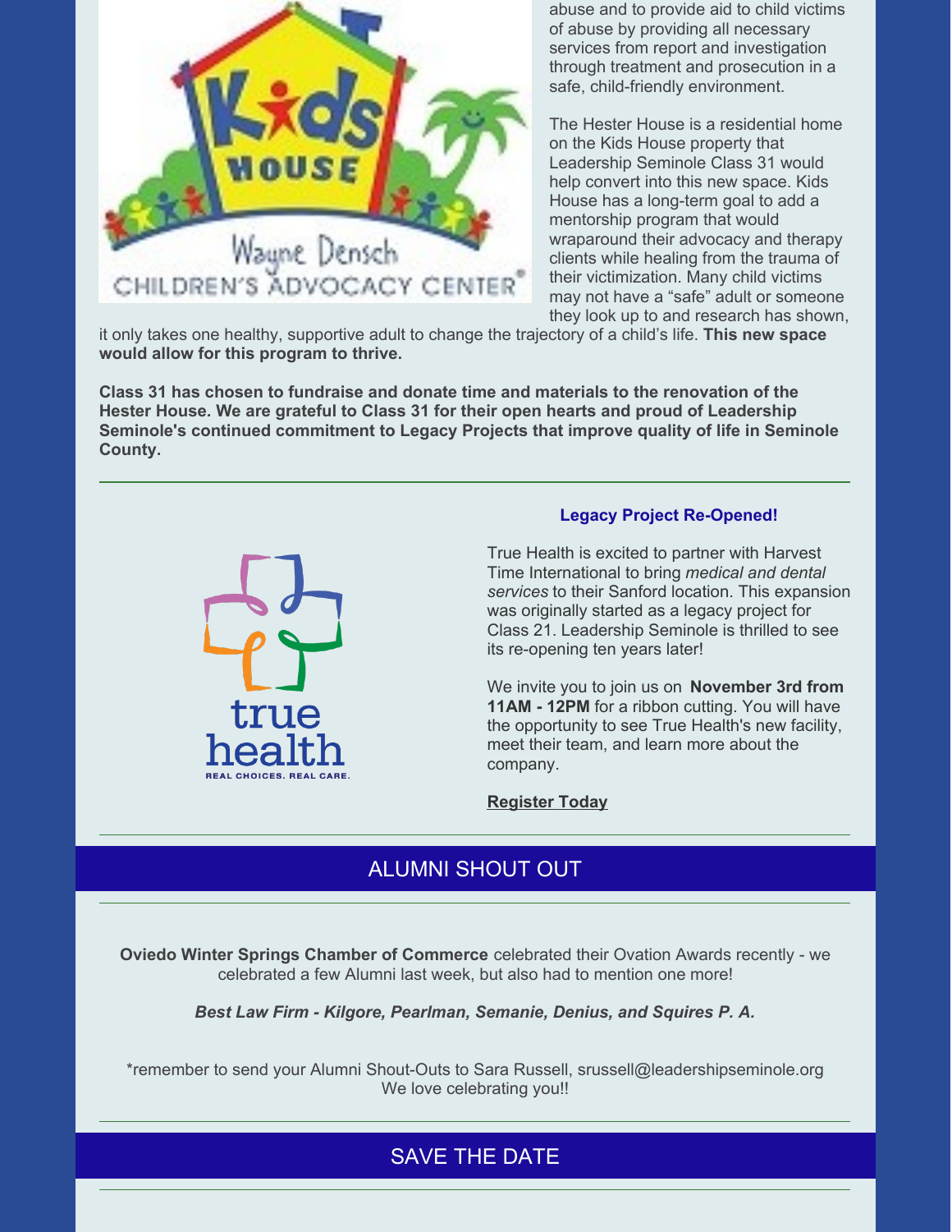abuse and to provide aid to child victims of abuse by providing all necessary services from report and investigation through treatment and prosecution in a safe, child-friendly environment.

The Hester House is a residential home on the Kids House property that Leadership Seminole Class 31 would help convert into this new space. Kids House has a long-term goal to add a mentorship program that would wraparound their advocacy and therapy clients while healing from the trauma of their victimization. Many child victims may not have a "safe" adult or someone they look up to and research has shown, it only takes one healthy, supportive adult to change the trajectory of a child's life. **This new space would allow for this program to thrive.**

**Class 31 has chosen to fundraise and donate time and materials to the renovation of the Hester House. We are grateful to Class 31 for their open hearts and proud of Leadership Seminole's continued commitment to Legacy Projects that improve quality of life in Seminole County.**

---

**Legacy Project Re-Opened!**

True Health is excited to partner with Harvest Time International to bring *medical and dental services* to their Sanford location. This expansion was originally started as a legacy project for Class 21. Leadership Seminole is thrilled to see its re-opening ten years later!

We invite you to join us on **November 3rd from 11AM - 12PM** for a ribbon cutting. You will have the opportunity to see True Health's new facility, meet their team, and learn more about the company.

**Register Today**

---

## ALUMNI SHOUT OUT

**Oviedo Winter Springs Chamber of Commerce** celebrated their Ovation Awards recently - we celebrated a few Alumni last week, but also had to mention one more!

***Best Law Firm - Kilgore, Pearlman, Semanie, Denius, and Squires P. A.***

*remember to send your Alumni Shout-Outs to Sara Russell, srussell@leadershipseminole.org
We love celebrating you!!

---

## SAVE THE DATE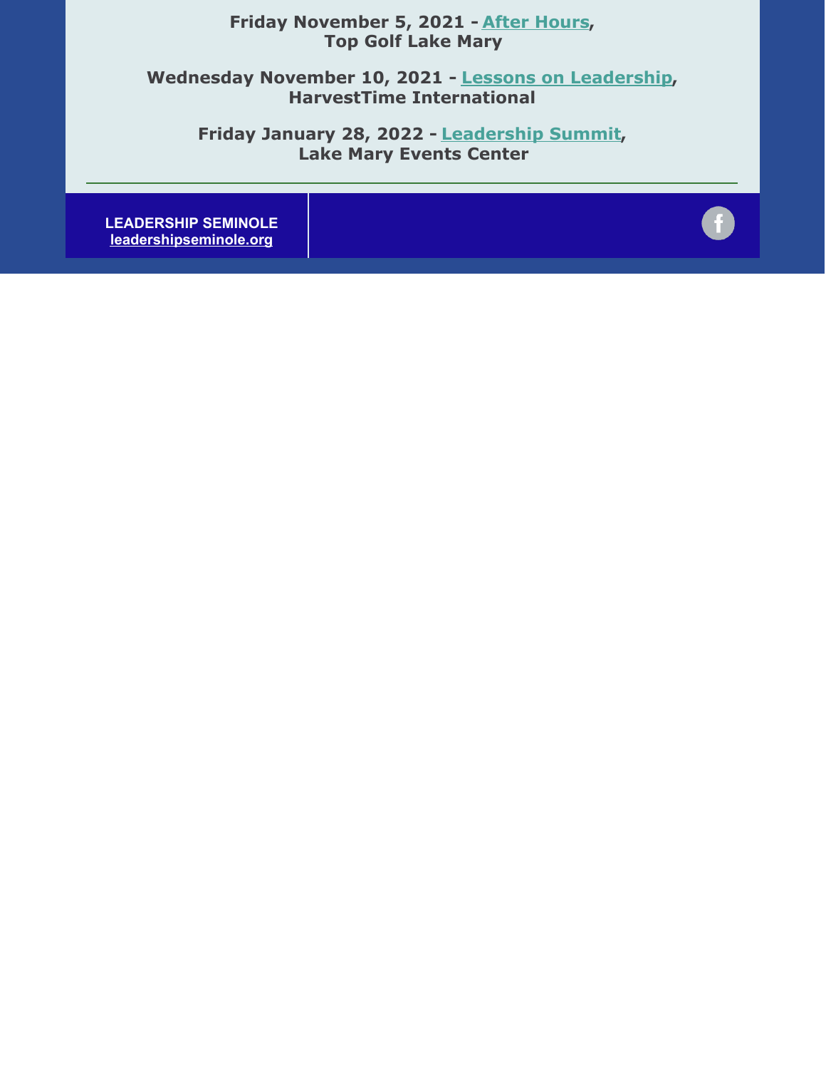**Friday November 5, 2021 - After Hours,**
**Top Golf Lake Mary**

**Wednesday November 10, 2021 - Lessons on Leadership,**
**HarvestTime International**

**Friday January 28, 2022 - Leadership Summit,**
**Lake Mary Events Center**

---

**LEADERSHIP SEMINOLE**
**leadershipseminole.org**